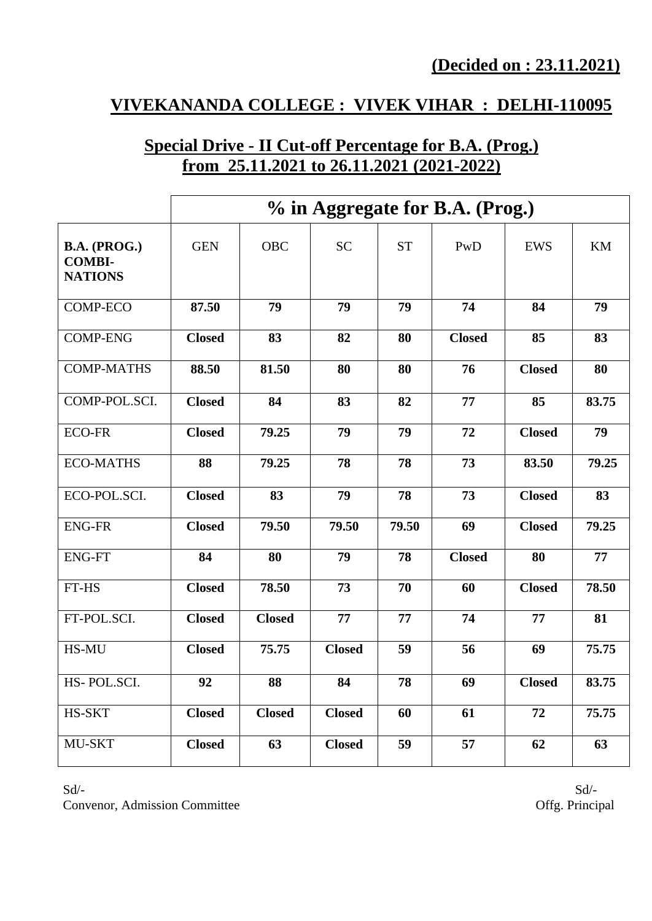**(Decided on : 23.11.2021)**

## VIVEKANANDA COLLEGE : VIVEK VIHAR : DELHI-110095

### Special Drive - II Cut-off Percentage for B.A. (Prog.) from 25.11.2021 to 26.11.2021 (2021-2022)

| | % in Aggregate for B.A. (Prog.) | | | | | | |
|---|---|---|---|---|---|---|---|
| **B.A. (PROG.) COMBI-NATIONS** | GEN | OBC | SC | ST | PwD | EWS | KM |
| COMP-ECO | **87.50** | **79** | **79** | **79** | **74** | **84** | **79** |
| COMP-ENG | **Closed** | **83** | **82** | **80** | **Closed** | **85** | **83** |
| COMP-MATHS | **88.50** | **81.50** | **80** | **80** | **76** | **Closed** | **80** |
| COMP-POL.SCI. | **Closed** | **84** | **83** | **82** | **77** | **85** | **83.75** |
| ECO-FR | **Closed** | **79.25** | **79** | **79** | **72** | **Closed** | **79** |
| ECO-MATHS | **88** | **79.25** | **78** | **78** | **73** | **83.50** | **79.25** |
| ECO-POL.SCI. | **Closed** | **83** | **79** | **78** | **73** | **Closed** | **83** |
| ENG-FR | **Closed** | **79.50** | **79.50** | **79.50** | **69** | **Closed** | **79.25** |
| ENG-FT | **84** | **80** | **79** | **78** | **Closed** | **80** | **77** |
| FT-HS | **Closed** | **78.50** | **73** | **70** | **60** | **Closed** | **78.50** |
| FT-POL.SCI. | **Closed** | **Closed** | **77** | **77** | **74** | **77** | **81** |
| HS-MU | **Closed** | **75.75** | **Closed** | **59** | **56** | **69** | **75.75** |
| HS- POL.SCI. | **92** | **88** | **84** | **78** | **69** | **Closed** | **83.75** |
| HS-SKT | **Closed** | **Closed** | **Closed** | **60** | **61** | **72** | **75.75** |
| MU-SKT | **Closed** | **63** | **Closed** | **59** | **57** | **62** | **63** |

Sd/-
Convenor, Admission Committee

Sd/-
Offg. Principal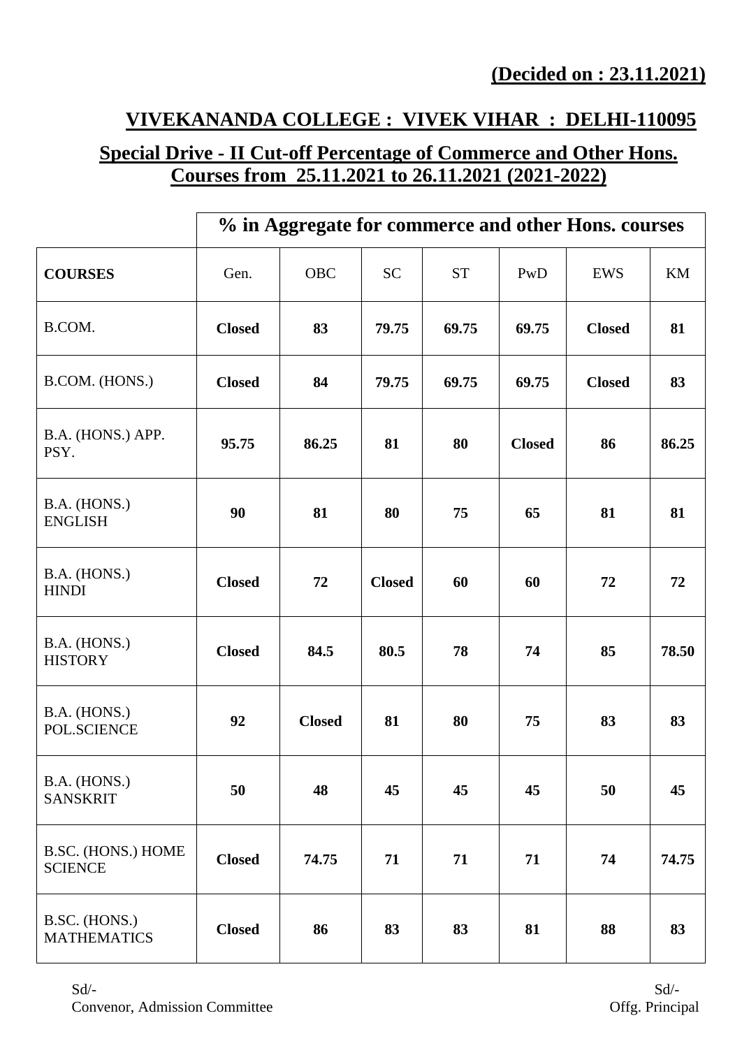**(Decided on : 23.11.2021)**

# VIVEKANANDA COLLEGE : VIVEK VIHAR : DELHI-110095

## Special Drive - II Cut-off Percentage of Commerce and Other Hons. Courses from 25.11.2021 to 26.11.2021 (2021-2022)

| | % in Aggregate for commerce and other Hons. courses | | | | | | |
|---|---|---|---|---|---|---|---|
| **COURSES** | Gen. | OBC | SC | ST | PwD | EWS | KM |
| B.COM. | **Closed** | **83** | **79.75** | **69.75** | **69.75** | **Closed** | **81** |
| B.COM. (HONS.) | **Closed** | **84** | **79.75** | **69.75** | **69.75** | **Closed** | **83** |
| B.A. (HONS.) APP. PSY. | **95.75** | **86.25** | **81** | **80** | **Closed** | **86** | **86.25** |
| B.A. (HONS.) ENGLISH | **90** | **81** | **80** | **75** | **65** | **81** | **81** |
| B.A. (HONS.) HINDI | **Closed** | **72** | **Closed** | **60** | **60** | **72** | **72** |
| B.A. (HONS.) HISTORY | **Closed** | **84.5** | **80.5** | **78** | **74** | **85** | **78.50** |
| B.A. (HONS.) POL.SCIENCE | **92** | **Closed** | **81** | **80** | **75** | **83** | **83** |
| B.A. (HONS.) SANSKRIT | **50** | **48** | **45** | **45** | **45** | **50** | **45** |
| B.SC. (HONS.) HOME SCIENCE | **Closed** | **74.75** | **71** | **71** | **71** | **74** | **74.75** |
| B.SC. (HONS.) MATHEMATICS | **Closed** | **86** | **83** | **83** | **81** | **88** | **83** |

Sd/-
Convenor, Admission Committee

Sd/-
Offg. Principal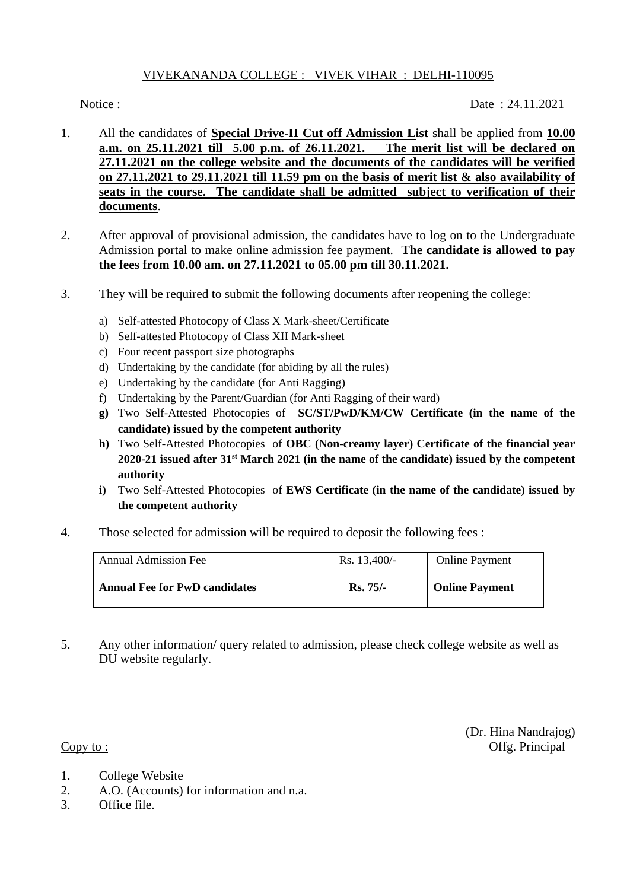VIVEKANANDA COLLEGE : VIVEK VIHAR : DELHI-110095

Notice : Date : 24.11.2021

1. All the candidates of **Special Drive-II Cut off Admission List** shall be applied from **10.00 a.m. on 25.11.2021 till 5.00 p.m. of 26.11.2021. The merit list will be declared on 27.11.2021 on the college website and the documents of the candidates will be verified on 27.11.2021 to 29.11.2021 till 11.59 pm on the basis of merit list & also availability of seats in the course. The candidate shall be admitted subject to verification of their documents**.

2. After approval of provisional admission, the candidates have to log on to the Undergraduate Admission portal to make online admission fee payment. **The candidate is allowed to pay the fees from 10.00 am. on 27.11.2021 to 05.00 pm till 30.11.2021.**

3. They will be required to submit the following documents after reopening the college:

   a) Self-attested Photocopy of Class X Mark-sheet/Certificate
   b) Self-attested Photocopy of Class XII Mark-sheet
   c) Four recent passport size photographs
   d) Undertaking by the candidate (for abiding by all the rules)
   e) Undertaking by the candidate (for Anti Ragging)
   f) Undertaking by the Parent/Guardian (for Anti Ragging of their ward)
   **g)** Two Self-Attested Photocopies of **SC/ST/PwD/KM/CW Certificate (in the name of the candidate) issued by the competent authority**
   **h)** Two Self-Attested Photocopies of **OBC (Non-creamy layer) Certificate of the financial year 2020-21 issued after 31st March 2021 (in the name of the candidate) issued by the competent authority**
   **i)** Two Self-Attested Photocopies of **EWS Certificate (in the name of the candidate) issued by the competent authority**

4. Those selected for admission will be required to deposit the following fees :

| Annual Admission Fee | Rs. 13,400/- | Online Payment |
|---|---|---|
| **Annual Fee for PwD candidates** | **Rs. 75/-** | **Online Payment** |

5. Any other information/ query related to admission, please check college website as well as DU website regularly.

(Dr. Hina Nandrajog)
Offg. Principal

Copy to :

1. College Website
2. A.O. (Accounts) for information and n.a.
3. Office file.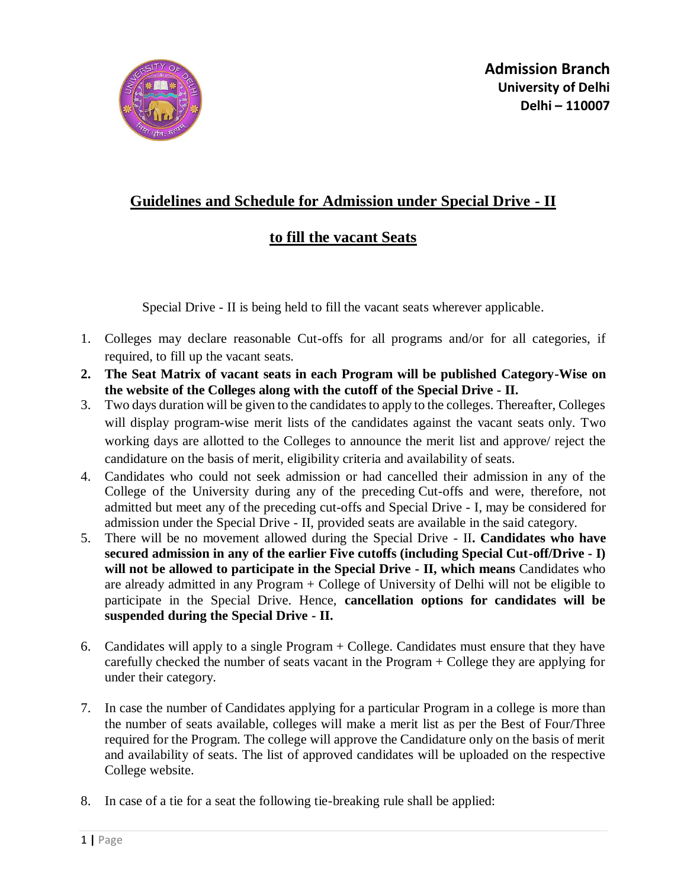**Admission Branch**
**University of Delhi**
**Delhi – 110007**

## Guidelines and Schedule for Admission under Special Drive - II

## to fill the vacant Seats

Special Drive - II is being held to fill the vacant seats wherever applicable.

1. Colleges may declare reasonable Cut-offs for all programs and/or for all categories, if required, to fill up the vacant seats.
2. **The Seat Matrix of vacant seats in each Program will be published Category-Wise on the website of the Colleges along with the cutoff of the Special Drive - II.**
3. Two days duration will be given to the candidates to apply to the colleges. Thereafter, Colleges will display program-wise merit lists of the candidates against the vacant seats only. Two working days are allotted to the Colleges to announce the merit list and approve/ reject the candidature on the basis of merit, eligibility criteria and availability of seats.
4. Candidates who could not seek admission or had cancelled their admission in any of the College of the University during any of the preceding Cut-offs and were, therefore, not admitted but meet any of the preceding cut-offs and Special Drive - I, may be considered for admission under the Special Drive - II, provided seats are available in the said category.
5. There will be no movement allowed during the Special Drive - II**. Candidates who have secured admission in any of the earlier Five cutoffs (including Special Cut-off/Drive - I) will not be allowed to participate in the Special Drive - II, which means** Candidates who are already admitted in any Program + College of University of Delhi will not be eligible to participate in the Special Drive. Hence, **cancellation options for candidates will be suspended during the Special Drive - II.**
6. Candidates will apply to a single Program + College. Candidates must ensure that they have carefully checked the number of seats vacant in the Program + College they are applying for under their category.
7. In case the number of Candidates applying for a particular Program in a college is more than the number of seats available, colleges will make a merit list as per the Best of Four/Three required for the Program. The college will approve the Candidature only on the basis of merit and availability of seats. The list of approved candidates will be uploaded on the respective College website.
8. In case of a tie for a seat the following tie-breaking rule shall be applied: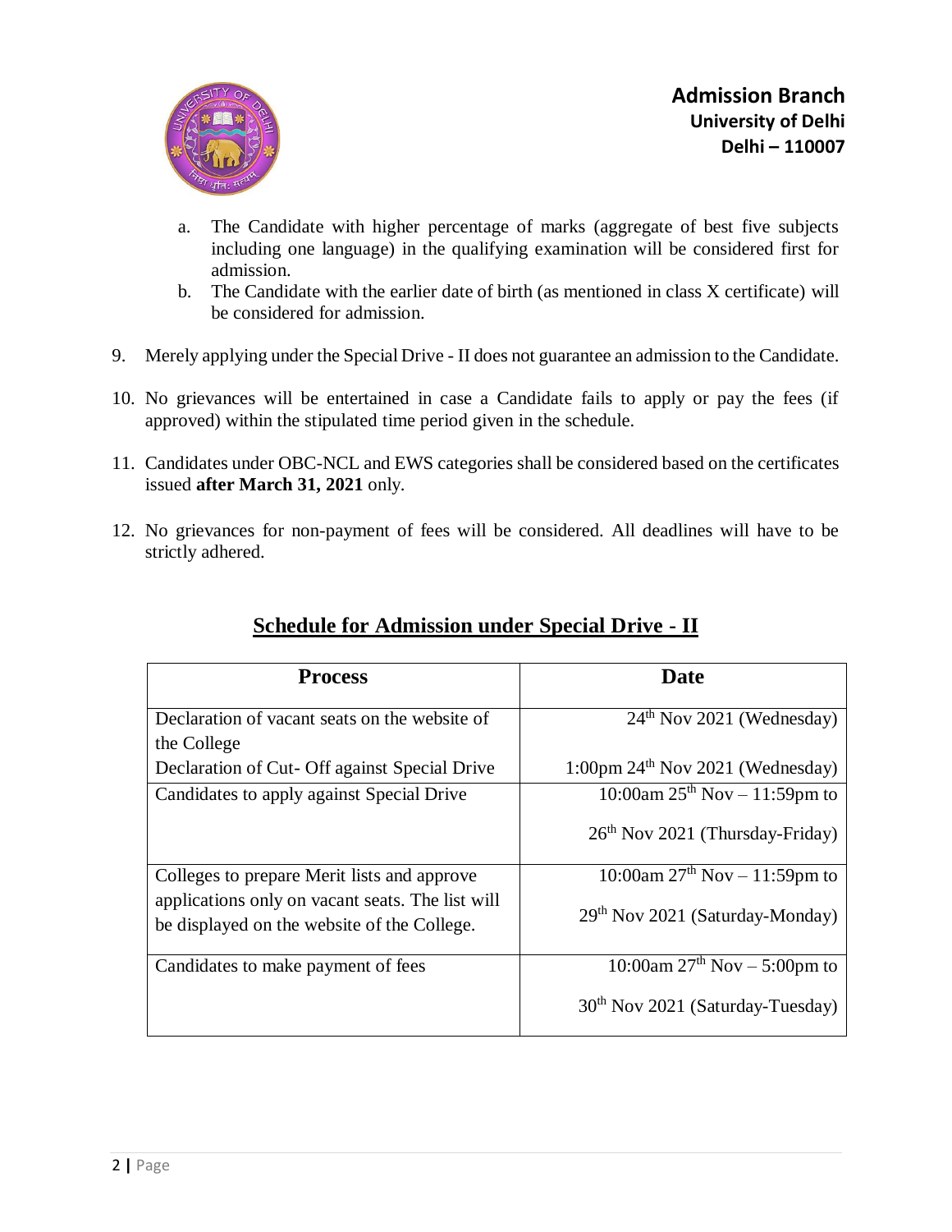**Admission Branch**
**University of Delhi**
**Delhi – 110007**

   a. The Candidate with higher percentage of marks (aggregate of best five subjects including one language) in the qualifying examination will be considered first for admission.
   b. The Candidate with the earlier date of birth (as mentioned in class X certificate) will be considered for admission.

9. Merely applying under the Special Drive - II does not guarantee an admission to the Candidate.

10. No grievances will be entertained in case a Candidate fails to apply or pay the fees (if approved) within the stipulated time period given in the schedule.

11. Candidates under OBC-NCL and EWS categories shall be considered based on the certificates issued **after March 31, 2021** only.

12. No grievances for non-payment of fees will be considered. All deadlines will have to be strictly adhered.

## Schedule for Admission under Special Drive - II

| Process | Date |
|---|---|
| Declaration of vacant seats on the website of the College | 24th Nov 2021 (Wednesday) |
| Declaration of Cut- Off against Special Drive | 1:00pm 24th Nov 2021 (Wednesday) |
| Candidates to apply against Special Drive | 10:00am 25th Nov – 11:59pm to 26th Nov 2021 (Thursday-Friday) |
| Colleges to prepare Merit lists and approve applications only on vacant seats. The list will be displayed on the website of the College. | 10:00am 27th Nov – 11:59pm to 29th Nov 2021 (Saturday-Monday) |
| Candidates to make payment of fees | 10:00am 27th Nov – 5:00pm to 30th Nov 2021 (Saturday-Tuesday) |